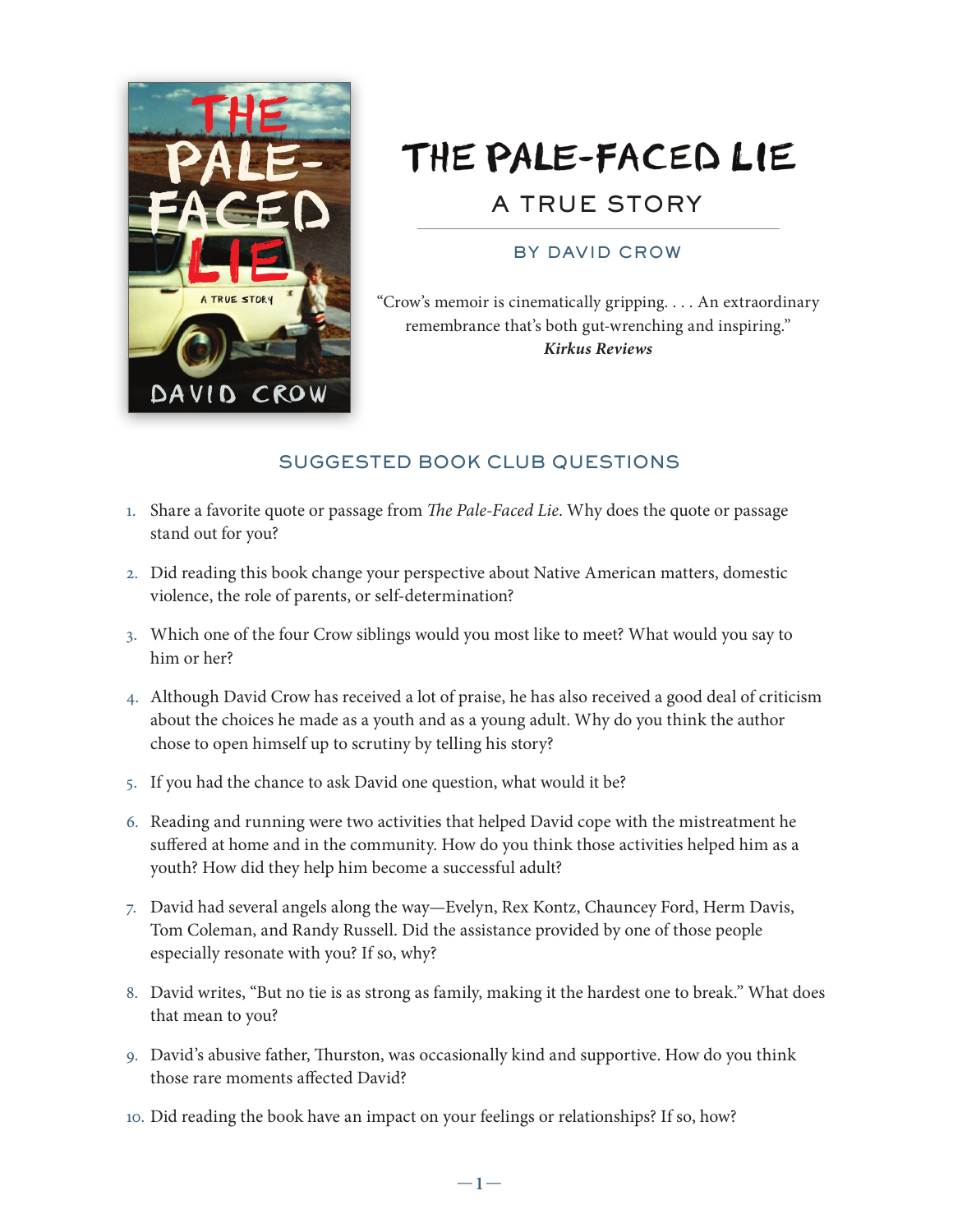# THE PALE-FACED LIE

## A TRUE STORY

### BY DAVID CROW

"Crow's memoir is cinematically gripping. . . . An extraordinary remembrance that's both gut-wrenching and inspiring."
***Kirkus Reviews***

## SUGGESTED BOOK CLUB QUESTIONS

1. Share a favorite quote or passage from *The Pale-Faced Lie*. Why does the quote or passage stand out for you?
2. Did reading this book change your perspective about Native American matters, domestic violence, the role of parents, or self-determination?
3. Which one of the four Crow siblings would you most like to meet? What would you say to him or her?
4. Although David Crow has received a lot of praise, he has also received a good deal of criticism about the choices he made as a youth and as a young adult. Why do you think the author chose to open himself up to scrutiny by telling his story?
5. If you had the chance to ask David one question, what would it be?
6. Reading and running were two activities that helped David cope with the mistreatment he suffered at home and in the community. How do you think those activities helped him as a youth? How did they help him become a successful adult?
7. David had several angels along the way—Evelyn, Rex Kontz, Chauncey Ford, Herm Davis, Tom Coleman, and Randy Russell. Did the assistance provided by one of those people especially resonate with you? If so, why?
8. David writes, "But no tie is as strong as family, making it the hardest one to break." What does that mean to you?
9. David's abusive father, Thurston, was occasionally kind and supportive. How do you think those rare moments affected David?
10. Did reading the book have an impact on your feelings or relationships? If so, how?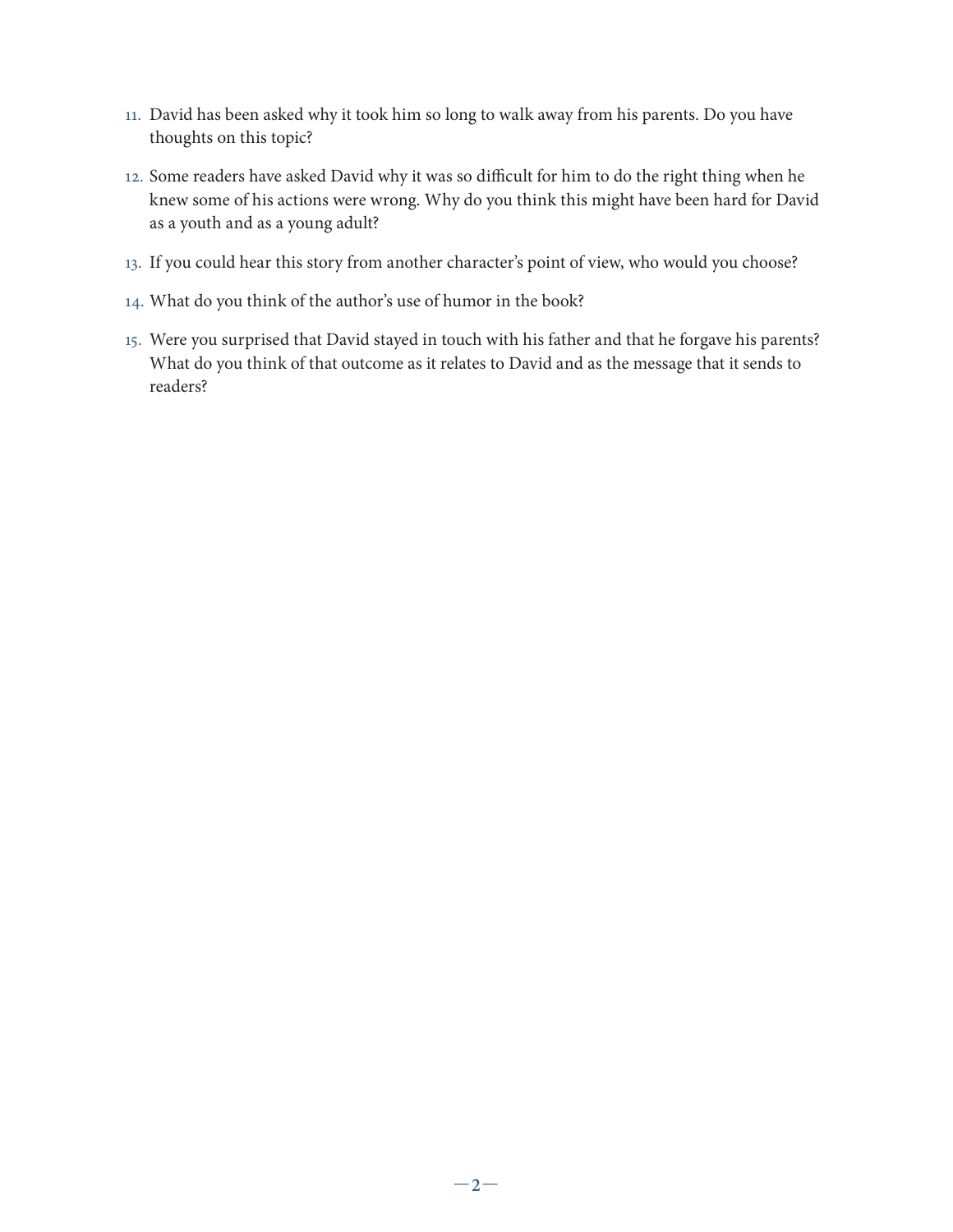11. David has been asked why it took him so long to walk away from his parents. Do you have thoughts on this topic?
12. Some readers have asked David why it was so difficult for him to do the right thing when he knew some of his actions were wrong. Why do you think this might have been hard for David as a youth and as a young adult?
13. If you could hear this story from another character's point of view, who would you choose?
14. What do you think of the author's use of humor in the book?
15. Were you surprised that David stayed in touch with his father and that he forgave his parents? What do you think of that outcome as it relates to David and as the message that it sends to readers?